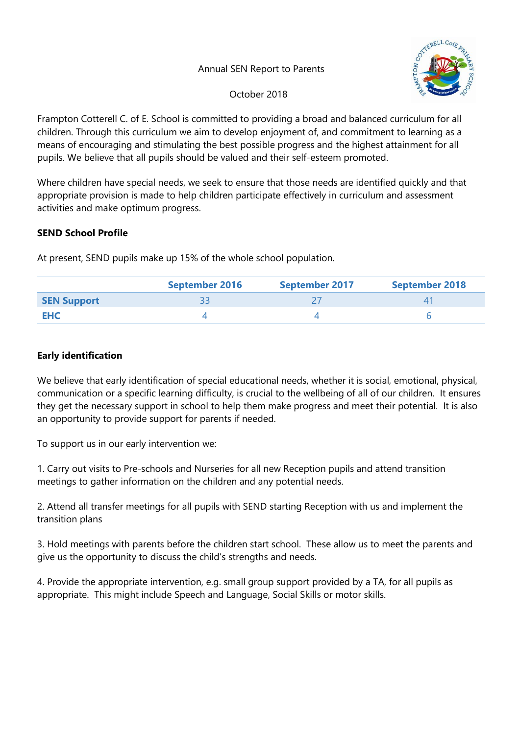Annual SEN Report to Parents

October 2018

Frampton Cotterell C. of E. School is committed to providing a broad and balanced curriculum for all children. Through this curriculum we aim to develop enjoyment of, and commitment to learning as a means of encouraging and stimulating the best possible progress and the highest attainment for all pupils. We believe that all pupils should be valued and their self-esteem promoted.

Where children have special needs, we seek to ensure that those needs are identified quickly and that appropriate provision is made to help children participate effectively in curriculum and assessment activities and make optimum progress.

**SEND School Profile**

At present, SEND pupils make up 15% of the whole school population.

| | September 2016 | September 2017 | September 2018 |
|---|---|---|---|
| **SEN Support** | 33 | 27 | 41 |
| **EHC** | 4 | 4 | 6 |

**Early identification**

We believe that early identification of special educational needs, whether it is social, emotional, physical, communication or a specific learning difficulty, is crucial to the wellbeing of all of our children. It ensures they get the necessary support in school to help them make progress and meet their potential. It is also an opportunity to provide support for parents if needed.

To support us in our early intervention we:

1. Carry out visits to Pre-schools and Nurseries for all new Reception pupils and attend transition meetings to gather information on the children and any potential needs.

2. Attend all transfer meetings for all pupils with SEND starting Reception with us and implement the transition plans

3. Hold meetings with parents before the children start school. These allow us to meet the parents and give us the opportunity to discuss the child's strengths and needs.

4. Provide the appropriate intervention, e.g. small group support provided by a TA, for all pupils as appropriate. This might include Speech and Language, Social Skills or motor skills.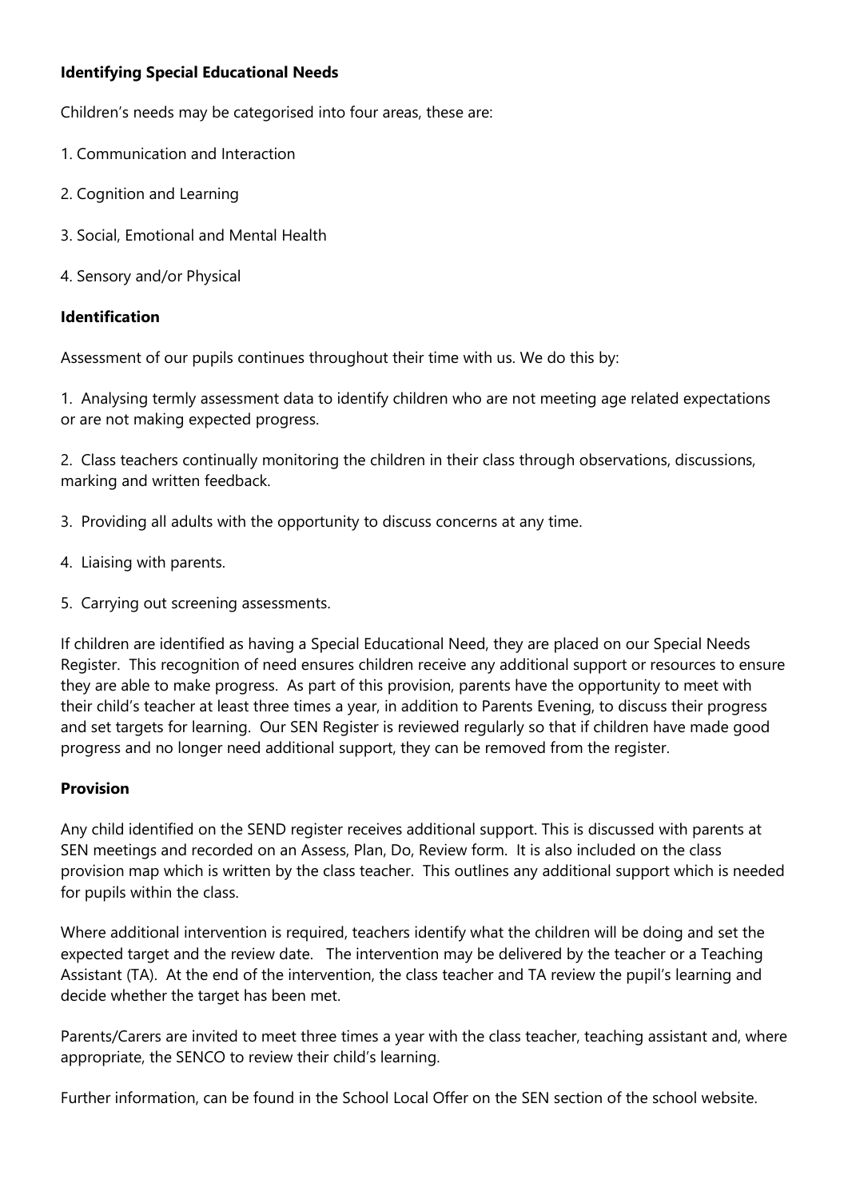**Identifying Special Educational Needs**

Children's needs may be categorised into four areas, these are:

1. Communication and Interaction
2. Cognition and Learning
3. Social, Emotional and Mental Health
4. Sensory and/or Physical

**Identification**

Assessment of our pupils continues throughout their time with us. We do this by:

1. Analysing termly assessment data to identify children who are not meeting age related expectations or are not making expected progress.
2. Class teachers continually monitoring the children in their class through observations, discussions, marking and written feedback.
3. Providing all adults with the opportunity to discuss concerns at any time.
4. Liaising with parents.
5. Carrying out screening assessments.

If children are identified as having a Special Educational Need, they are placed on our Special Needs Register. This recognition of need ensures children receive any additional support or resources to ensure they are able to make progress. As part of this provision, parents have the opportunity to meet with their child's teacher at least three times a year, in addition to Parents Evening, to discuss their progress and set targets for learning. Our SEN Register is reviewed regularly so that if children have made good progress and no longer need additional support, they can be removed from the register.

**Provision**

Any child identified on the SEND register receives additional support. This is discussed with parents at SEN meetings and recorded on an Assess, Plan, Do, Review form. It is also included on the class provision map which is written by the class teacher. This outlines any additional support which is needed for pupils within the class.

Where additional intervention is required, teachers identify what the children will be doing and set the expected target and the review date. The intervention may be delivered by the teacher or a Teaching Assistant (TA). At the end of the intervention, the class teacher and TA review the pupil's learning and decide whether the target has been met.

Parents/Carers are invited to meet three times a year with the class teacher, teaching assistant and, where appropriate, the SENCO to review their child's learning.

Further information, can be found in the School Local Offer on the SEN section of the school website.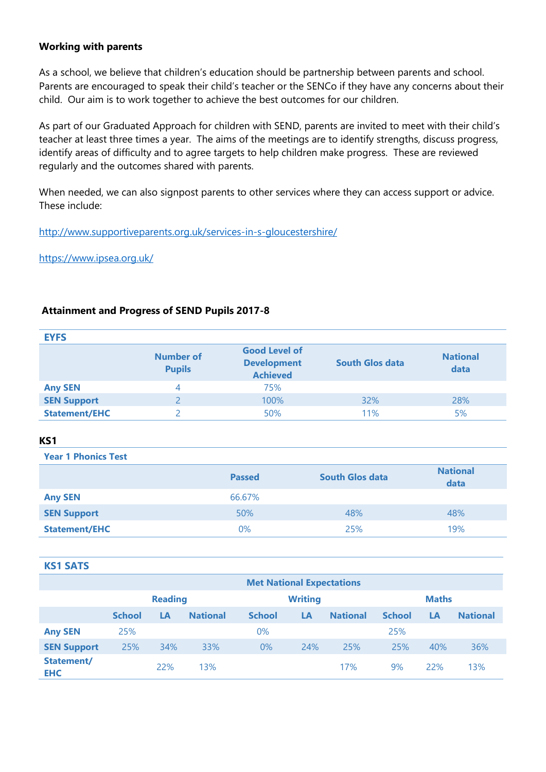**Working with parents**

As a school, we believe that children's education should be partnership between parents and school. Parents are encouraged to speak their child's teacher or the SENCo if they have any concerns about their child. Our aim is to work together to achieve the best outcomes for our children.

As part of our Graduated Approach for children with SEND, parents are invited to meet with their child's teacher at least three times a year. The aims of the meetings are to identify strengths, discuss progress, identify areas of difficulty and to agree targets to help children make progress. These are reviewed regularly and the outcomes shared with parents.

When needed, we can also signpost parents to other services where they can access support or advice. These include:

http://www.supportiveparents.org.uk/services-in-s-gloucestershire/

https://www.ipsea.org.uk/

**Attainment and Progress of SEND Pupils 2017-8**

**EYFS**

| | Number of Pupils | Good Level of Development Achieved | South Glos data | National data |
|---|---|---|---|---|
| **Any SEN** | 4 | 75% | | |
| **SEN Support** | 2 | 100% | 32% | 28% |
| **Statement/EHC** | 2 | 50% | 11% | 5% |

**KS1**

**Year 1 Phonics Test**

| | Passed | South Glos data | National data |
|---|---|---|---|
| **Any SEN** | 66.67% | | |
| **SEN Support** | 50% | 48% | 48% |
| **Statement/EHC** | 0% | 25% | 19% |

**KS1 SATS**

| | Met National Expectations | | | | | | | | |
|---|---|---|---|---|---|---|---|---|---|
| | Reading | | | Writing | | | Maths | | |
| | School | LA | National | School | LA | National | School | LA | National |
| **Any SEN** | 25% | | | 0% | | | 25% | | |
| **SEN Support** | 25% | 34% | 33% | 0% | 24% | 25% | 25% | 40% | 36% |
| **Statement/ EHC** | | 22% | 13% | | | 17% | 9% | 22% | 13% |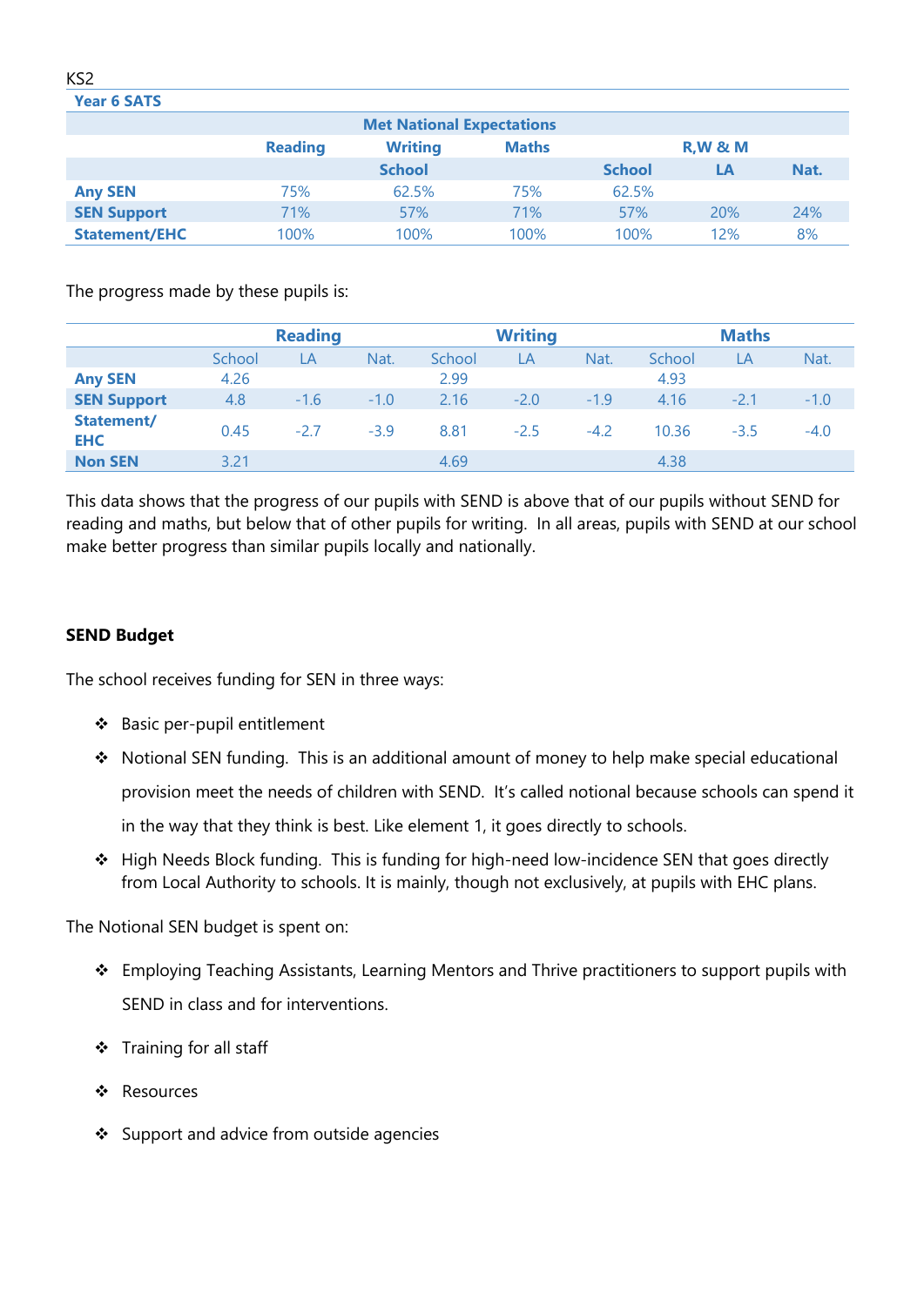KS2

**Year 6 SATS**

| | Met National Expectations | | | | | |
|---|---|---|---|---|---|---|
| | **Reading** | **Writing** | **Maths** | **R,W & M** | | |
| | | **School** | | **School** | **LA** | **Nat.** |
| **Any SEN** | 75% | 62.5% | 75% | 62.5% | | |
| **SEN Support** | 71% | 57% | 71% | 57% | 20% | 24% |
| **Statement/EHC** | 100% | 100% | 100% | 100% | 12% | 8% |

The progress made by these pupils is:

| | **Reading** | | | **Writing** | | | **Maths** | | |
|---|---|---|---|---|---|---|---|---|---|
| | School | LA | Nat. | School | LA | Nat. | School | LA | Nat. |
| **Any SEN** | 4.26 | | | 2.99 | | | 4.93 | | |
| **SEN Support** | 4.8 | -1.6 | -1.0 | 2.16 | -2.0 | -1.9 | 4.16 | -2.1 | -1.0 |
| **Statement/ EHC** | 0.45 | -2.7 | -3.9 | 8.81 | -2.5 | -4.2 | 10.36 | -3.5 | -4.0 |
| **Non SEN** | 3.21 | | | 4.69 | | | 4.38 | | |

This data shows that the progress of our pupils with SEND is above that of our pupils without SEND for reading and maths, but below that of other pupils for writing. In all areas, pupils with SEND at our school make better progress than similar pupils locally and nationally.

**SEND Budget**

The school receives funding for SEN in three ways:

- Basic per-pupil entitlement
- Notional SEN funding. This is an additional amount of money to help make special educational provision meet the needs of children with SEND. It's called notional because schools can spend it in the way that they think is best. Like element 1, it goes directly to schools.
- High Needs Block funding. This is funding for high-need low-incidence SEN that goes directly from Local Authority to schools. It is mainly, though not exclusively, at pupils with EHC plans.

The Notional SEN budget is spent on:

- Employing Teaching Assistants, Learning Mentors and Thrive practitioners to support pupils with SEND in class and for interventions.
- Training for all staff
- Resources
- Support and advice from outside agencies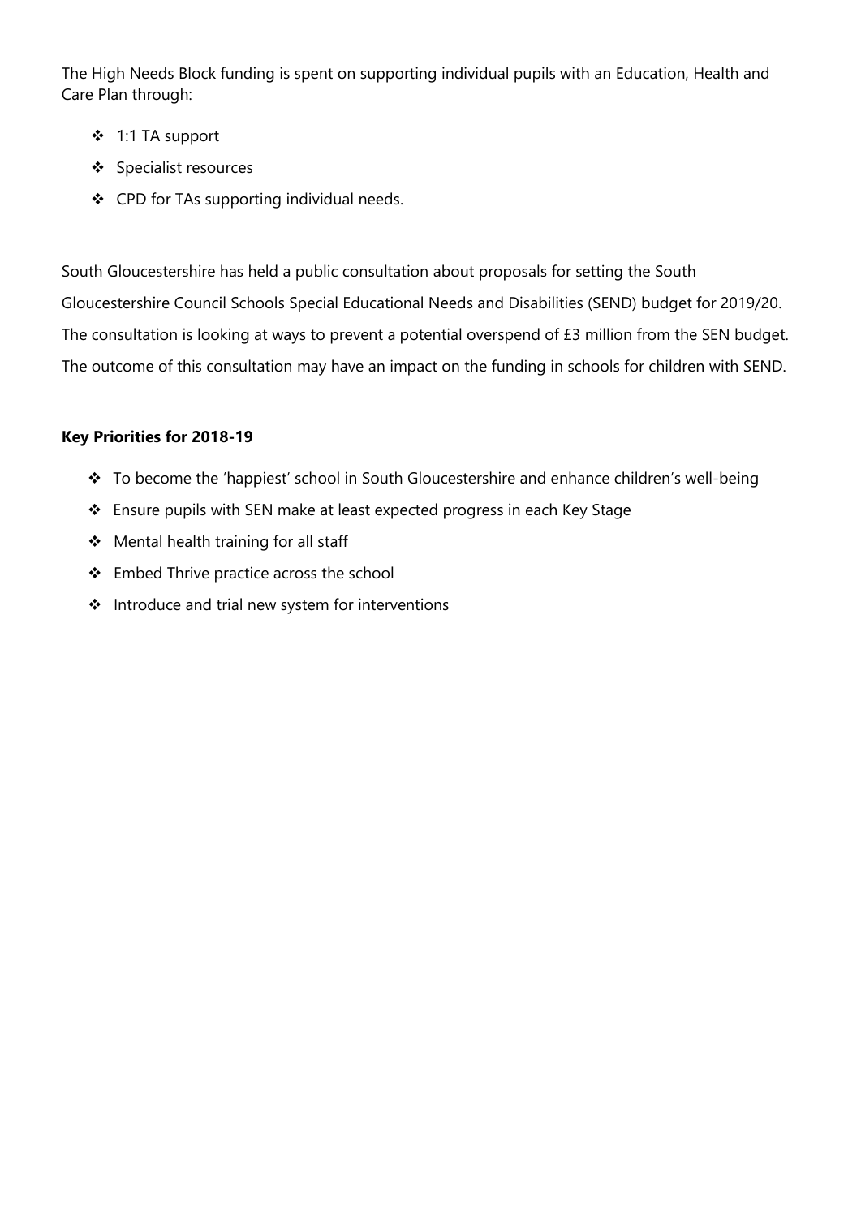The High Needs Block funding is spent on supporting individual pupils with an Education, Health and Care Plan through:

- 1:1 TA support
- Specialist resources
- CPD for TAs supporting individual needs.

South Gloucestershire has held a public consultation about proposals for setting the South Gloucestershire Council Schools Special Educational Needs and Disabilities (SEND) budget for 2019/20. The consultation is looking at ways to prevent a potential overspend of £3 million from the SEN budget. The outcome of this consultation may have an impact on the funding in schools for children with SEND.

**Key Priorities for 2018-19**

- To become the 'happiest' school in South Gloucestershire and enhance children's well-being
- Ensure pupils with SEN make at least expected progress in each Key Stage
- Mental health training for all staff
- Embed Thrive practice across the school
- Introduce and trial new system for interventions